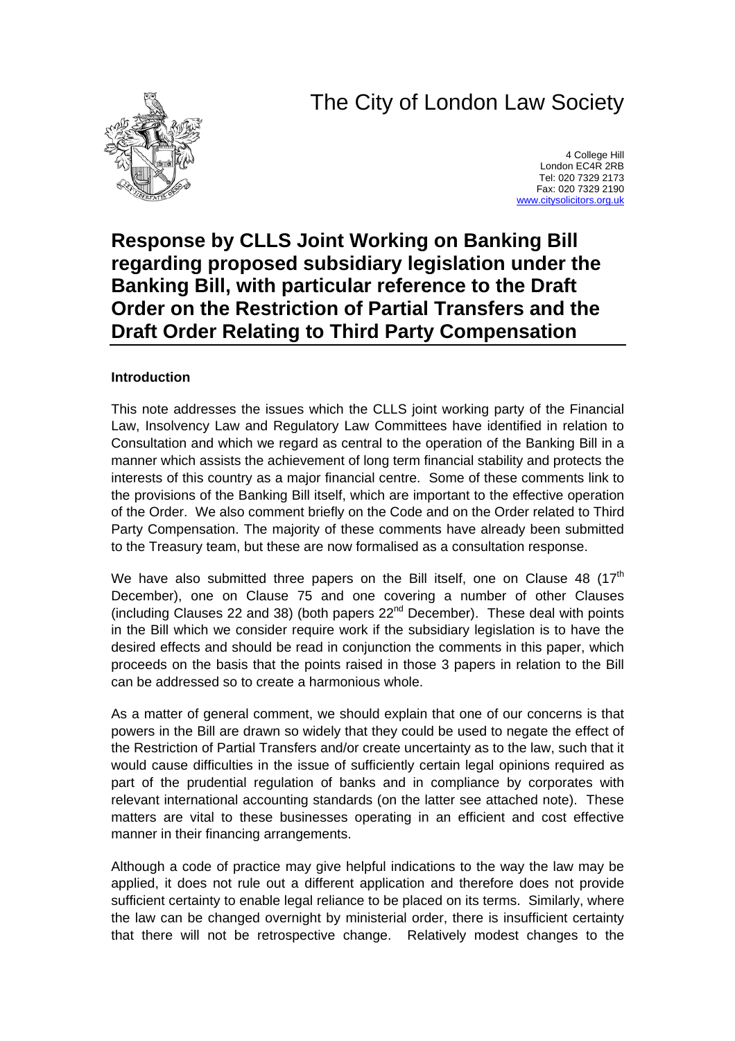# The City of London Law Society

4 College Hill
London EC4R 2RB
Tel: 020 7329 2173
Fax: 020 7329 2190
www.citysolicitors.org.uk

## Response by CLLS Joint Working on Banking Bill regarding proposed subsidiary legislation under the Banking Bill, with particular reference to the Draft Order on the Restriction of Partial Transfers and the Draft Order Relating to Third Party Compensation

### Introduction

This note addresses the issues which the CLLS joint working party of the Financial Law, Insolvency Law and Regulatory Law Committees have identified in relation to Consultation and which we regard as central to the operation of the Banking Bill in a manner which assists the achievement of long term financial stability and protects the interests of this country as a major financial centre. Some of these comments link to the provisions of the Banking Bill itself, which are important to the effective operation of the Order. We also comment briefly on the Code and on the Order related to Third Party Compensation. The majority of these comments have already been submitted to the Treasury team, but these are now formalised as a consultation response.

We have also submitted three papers on the Bill itself, one on Clause 48 (17th December), one on Clause 75 and one covering a number of other Clauses (including Clauses 22 and 38) (both papers 22nd December). These deal with points in the Bill which we consider require work if the subsidiary legislation is to have the desired effects and should be read in conjunction the comments in this paper, which proceeds on the basis that the points raised in those 3 papers in relation to the Bill can be addressed so to create a harmonious whole.

As a matter of general comment, we should explain that one of our concerns is that powers in the Bill are drawn so widely that they could be used to negate the effect of the Restriction of Partial Transfers and/or create uncertainty as to the law, such that it would cause difficulties in the issue of sufficiently certain legal opinions required as part of the prudential regulation of banks and in compliance by corporates with relevant international accounting standards (on the latter see attached note). These matters are vital to these businesses operating in an efficient and cost effective manner in their financing arrangements.

Although a code of practice may give helpful indications to the way the law may be applied, it does not rule out a different application and therefore does not provide sufficient certainty to enable legal reliance to be placed on its terms. Similarly, where the law can be changed overnight by ministerial order, there is insufficient certainty that there will not be retrospective change. Relatively modest changes to the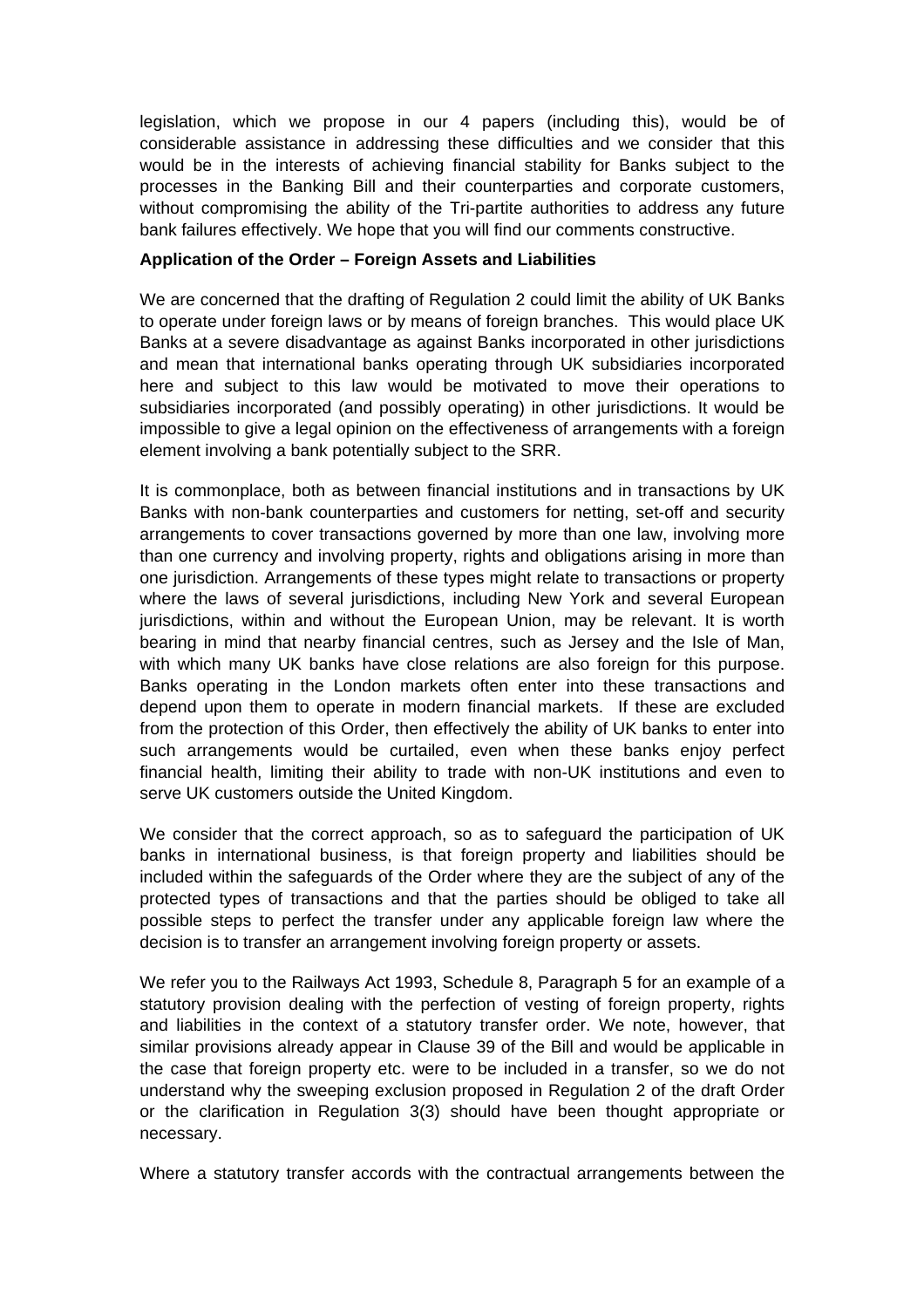legislation, which we propose in our 4 papers (including this), would be of considerable assistance in addressing these difficulties and we consider that this would be in the interests of achieving financial stability for Banks subject to the processes in the Banking Bill and their counterparties and corporate customers, without compromising the ability of the Tri-partite authorities to address any future bank failures effectively. We hope that you will find our comments constructive.

**Application of the Order – Foreign Assets and Liabilities**

We are concerned that the drafting of Regulation 2 could limit the ability of UK Banks to operate under foreign laws or by means of foreign branches. This would place UK Banks at a severe disadvantage as against Banks incorporated in other jurisdictions and mean that international banks operating through UK subsidiaries incorporated here and subject to this law would be motivated to move their operations to subsidiaries incorporated (and possibly operating) in other jurisdictions. It would be impossible to give a legal opinion on the effectiveness of arrangements with a foreign element involving a bank potentially subject to the SRR.

It is commonplace, both as between financial institutions and in transactions by UK Banks with non-bank counterparties and customers for netting, set-off and security arrangements to cover transactions governed by more than one law, involving more than one currency and involving property, rights and obligations arising in more than one jurisdiction. Arrangements of these types might relate to transactions or property where the laws of several jurisdictions, including New York and several European jurisdictions, within and without the European Union, may be relevant. It is worth bearing in mind that nearby financial centres, such as Jersey and the Isle of Man, with which many UK banks have close relations are also foreign for this purpose. Banks operating in the London markets often enter into these transactions and depend upon them to operate in modern financial markets. If these are excluded from the protection of this Order, then effectively the ability of UK banks to enter into such arrangements would be curtailed, even when these banks enjoy perfect financial health, limiting their ability to trade with non-UK institutions and even to serve UK customers outside the United Kingdom.

We consider that the correct approach, so as to safeguard the participation of UK banks in international business, is that foreign property and liabilities should be included within the safeguards of the Order where they are the subject of any of the protected types of transactions and that the parties should be obliged to take all possible steps to perfect the transfer under any applicable foreign law where the decision is to transfer an arrangement involving foreign property or assets.

We refer you to the Railways Act 1993, Schedule 8, Paragraph 5 for an example of a statutory provision dealing with the perfection of vesting of foreign property, rights and liabilities in the context of a statutory transfer order. We note, however, that similar provisions already appear in Clause 39 of the Bill and would be applicable in the case that foreign property etc. were to be included in a transfer, so we do not understand why the sweeping exclusion proposed in Regulation 2 of the draft Order or the clarification in Regulation 3(3) should have been thought appropriate or necessary.

Where a statutory transfer accords with the contractual arrangements between the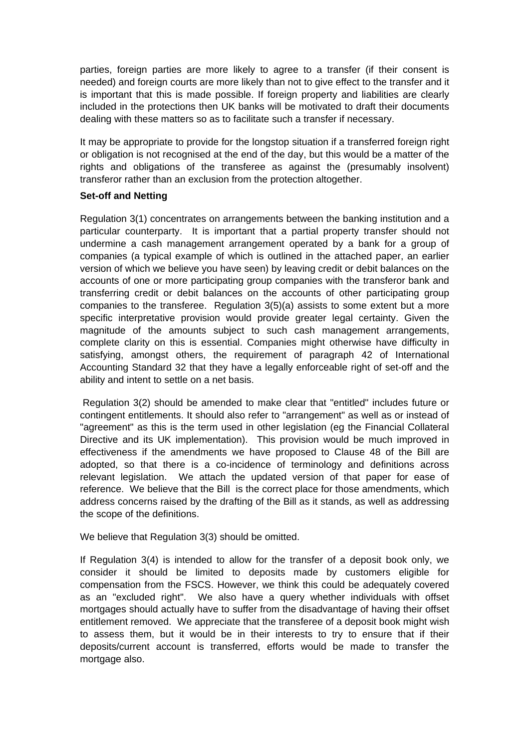parties, foreign parties are more likely to agree to a transfer (if their consent is needed) and foreign courts are more likely than not to give effect to the transfer and it is important that this is made possible. If foreign property and liabilities are clearly included in the protections then UK banks will be motivated to draft their documents dealing with these matters so as to facilitate such a transfer if necessary.

It may be appropriate to provide for the longstop situation if a transferred foreign right or obligation is not recognised at the end of the day, but this would be a matter of the rights and obligations of the transferee as against the (presumably insolvent) transferor rather than an exclusion from the protection altogether.

**Set-off and Netting**

Regulation 3(1) concentrates on arrangements between the banking institution and a particular counterparty. It is important that a partial property transfer should not undermine a cash management arrangement operated by a bank for a group of companies (a typical example of which is outlined in the attached paper, an earlier version of which we believe you have seen) by leaving credit or debit balances on the accounts of one or more participating group companies with the transferor bank and transferring credit or debit balances on the accounts of other participating group companies to the transferee. Regulation 3(5)(a) assists to some extent but a more specific interpretative provision would provide greater legal certainty. Given the magnitude of the amounts subject to such cash management arrangements, complete clarity on this is essential. Companies might otherwise have difficulty in satisfying, amongst others, the requirement of paragraph 42 of International Accounting Standard 32 that they have a legally enforceable right of set-off and the ability and intent to settle on a net basis.

Regulation 3(2) should be amended to make clear that "entitled" includes future or contingent entitlements. It should also refer to "arrangement" as well as or instead of "agreement" as this is the term used in other legislation (eg the Financial Collateral Directive and its UK implementation). This provision would be much improved in effectiveness if the amendments we have proposed to Clause 48 of the Bill are adopted, so that there is a co-incidence of terminology and definitions across relevant legislation. We attach the updated version of that paper for ease of reference. We believe that the Bill is the correct place for those amendments, which address concerns raised by the drafting of the Bill as it stands, as well as addressing the scope of the definitions.

We believe that Regulation 3(3) should be omitted.

If Regulation 3(4) is intended to allow for the transfer of a deposit book only, we consider it should be limited to deposits made by customers eligible for compensation from the FSCS. However, we think this could be adequately covered as an "excluded right". We also have a query whether individuals with offset mortgages should actually have to suffer from the disadvantage of having their offset entitlement removed. We appreciate that the transferee of a deposit book might wish to assess them, but it would be in their interests to try to ensure that if their deposits/current account is transferred, efforts would be made to transfer the mortgage also.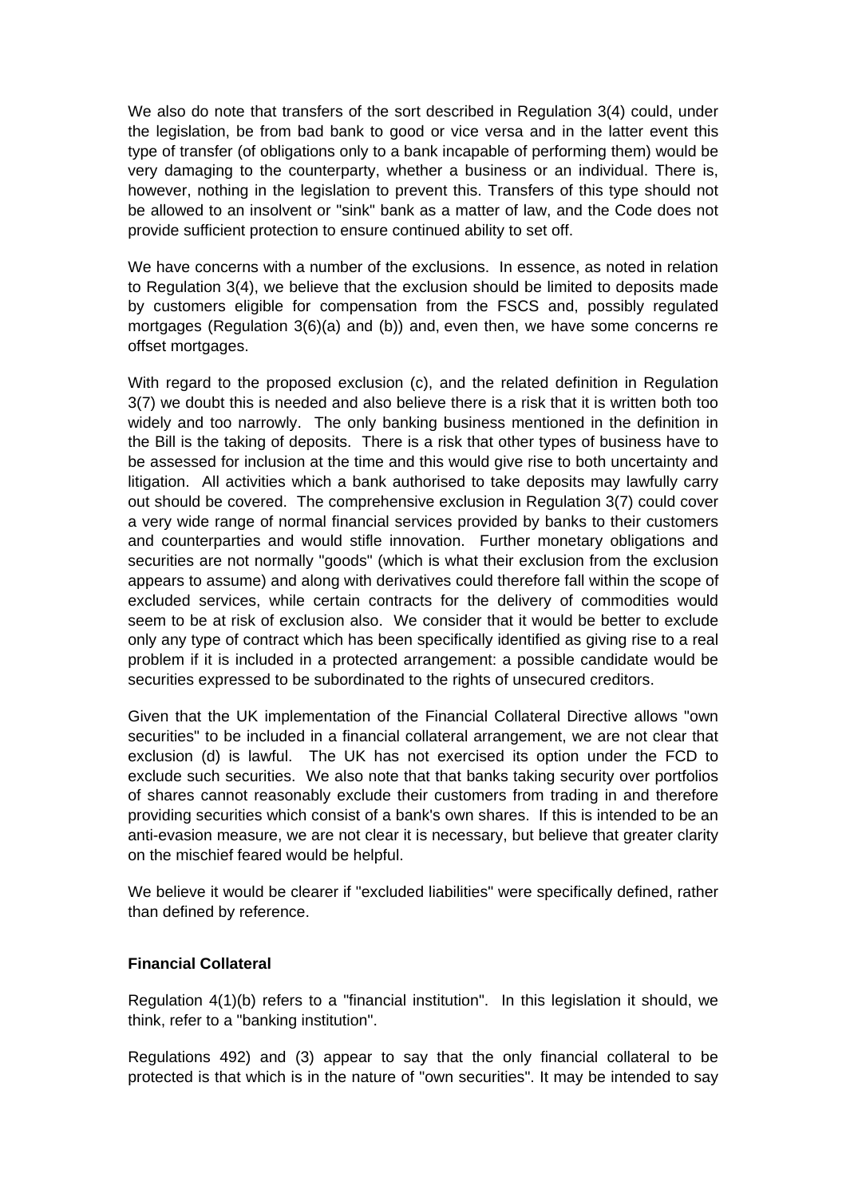We also do note that transfers of the sort described in Regulation 3(4) could, under the legislation, be from bad bank to good or vice versa and in the latter event this type of transfer (of obligations only to a bank incapable of performing them) would be very damaging to the counterparty, whether a business or an individual. There is, however, nothing in the legislation to prevent this. Transfers of this type should not be allowed to an insolvent or "sink" bank as a matter of law, and the Code does not provide sufficient protection to ensure continued ability to set off.

We have concerns with a number of the exclusions. In essence, as noted in relation to Regulation 3(4), we believe that the exclusion should be limited to deposits made by customers eligible for compensation from the FSCS and, possibly regulated mortgages (Regulation 3(6)(a) and (b)) and, even then, we have some concerns re offset mortgages.

With regard to the proposed exclusion (c), and the related definition in Regulation 3(7) we doubt this is needed and also believe there is a risk that it is written both too widely and too narrowly. The only banking business mentioned in the definition in the Bill is the taking of deposits. There is a risk that other types of business have to be assessed for inclusion at the time and this would give rise to both uncertainty and litigation. All activities which a bank authorised to take deposits may lawfully carry out should be covered. The comprehensive exclusion in Regulation 3(7) could cover a very wide range of normal financial services provided by banks to their customers and counterparties and would stifle innovation. Further monetary obligations and securities are not normally "goods" (which is what their exclusion from the exclusion appears to assume) and along with derivatives could therefore fall within the scope of excluded services, while certain contracts for the delivery of commodities would seem to be at risk of exclusion also. We consider that it would be better to exclude only any type of contract which has been specifically identified as giving rise to a real problem if it is included in a protected arrangement: a possible candidate would be securities expressed to be subordinated to the rights of unsecured creditors.

Given that the UK implementation of the Financial Collateral Directive allows "own securities" to be included in a financial collateral arrangement, we are not clear that exclusion (d) is lawful. The UK has not exercised its option under the FCD to exclude such securities. We also note that that banks taking security over portfolios of shares cannot reasonably exclude their customers from trading in and therefore providing securities which consist of a bank's own shares. If this is intended to be an anti-evasion measure, we are not clear it is necessary, but believe that greater clarity on the mischief feared would be helpful.

We believe it would be clearer if "excluded liabilities" were specifically defined, rather than defined by reference.

**Financial Collateral**

Regulation 4(1)(b) refers to a "financial institution". In this legislation it should, we think, refer to a "banking institution".

Regulations 492) and (3) appear to say that the only financial collateral to be protected is that which is in the nature of "own securities". It may be intended to say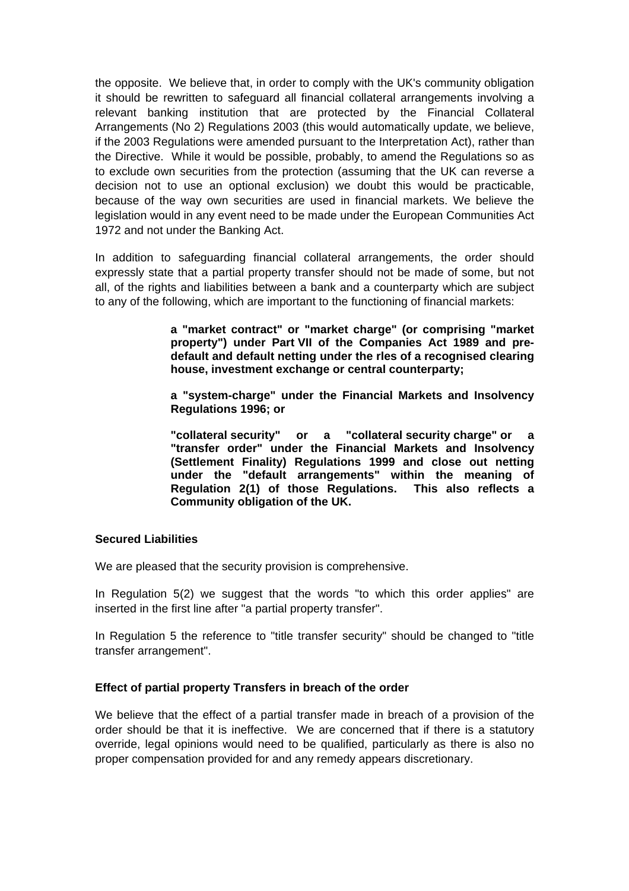the opposite. We believe that, in order to comply with the UK's community obligation it should be rewritten to safeguard all financial collateral arrangements involving a relevant banking institution that are protected by the Financial Collateral Arrangements (No 2) Regulations 2003 (this would automatically update, we believe, if the 2003 Regulations were amended pursuant to the Interpretation Act), rather than the Directive. While it would be possible, probably, to amend the Regulations so as to exclude own securities from the protection (assuming that the UK can reverse a decision not to use an optional exclusion) we doubt this would be practicable, because of the way own securities are used in financial markets. We believe the legislation would in any event need to be made under the European Communities Act 1972 and not under the Banking Act.

In addition to safeguarding financial collateral arrangements, the order should expressly state that a partial property transfer should not be made of some, but not all, of the rights and liabilities between a bank and a counterparty which are subject to any of the following, which are important to the functioning of financial markets:

> **a "market contract" or "market charge" (or comprising "market property") under Part VII of the Companies Act 1989 and pre-default and default netting under the rles of a recognised clearing house, investment exchange or central counterparty;**
>
> **a "system-charge" under the Financial Markets and Insolvency Regulations 1996; or**
>
> **"collateral security" or a "collateral security charge" or a "transfer order" under the Financial Markets and Insolvency (Settlement Finality) Regulations 1999 and close out netting under the "default arrangements" within the meaning of Regulation 2(1) of those Regulations. This also reflects a Community obligation of the UK.**

**Secured Liabilities**

We are pleased that the security provision is comprehensive.

In Regulation 5(2) we suggest that the words "to which this order applies" are inserted in the first line after "a partial property transfer".

In Regulation 5 the reference to "title transfer security" should be changed to "title transfer arrangement".

**Effect of partial property Transfers in breach of the order**

We believe that the effect of a partial transfer made in breach of a provision of the order should be that it is ineffective. We are concerned that if there is a statutory override, legal opinions would need to be qualified, particularly as there is also no proper compensation provided for and any remedy appears discretionary.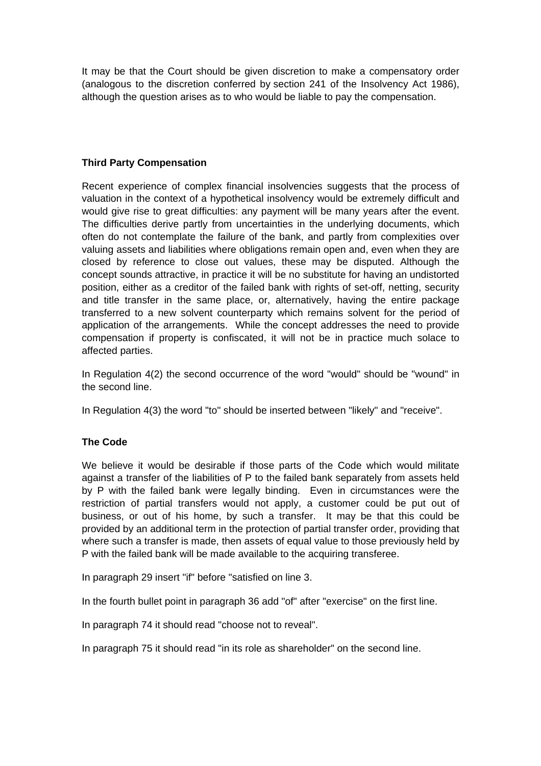It may be that the Court should be given discretion to make a compensatory order (analogous to the discretion conferred by section 241 of the Insolvency Act 1986), although the question arises as to who would be liable to pay the compensation.

**Third Party Compensation**

Recent experience of complex financial insolvencies suggests that the process of valuation in the context of a hypothetical insolvency would be extremely difficult and would give rise to great difficulties: any payment will be many years after the event. The difficulties derive partly from uncertainties in the underlying documents, which often do not contemplate the failure of the bank, and partly from complexities over valuing assets and liabilities where obligations remain open and, even when they are closed by reference to close out values, these may be disputed. Although the concept sounds attractive, in practice it will be no substitute for having an undistorted position, either as a creditor of the failed bank with rights of set-off, netting, security and title transfer in the same place, or, alternatively, having the entire package transferred to a new solvent counterparty which remains solvent for the period of application of the arrangements. While the concept addresses the need to provide compensation if property is confiscated, it will not be in practice much solace to affected parties.

In Regulation 4(2) the second occurrence of the word "would" should be "wound" in the second line.

In Regulation 4(3) the word "to" should be inserted between "likely" and "receive".

**The Code**

We believe it would be desirable if those parts of the Code which would militate against a transfer of the liabilities of P to the failed bank separately from assets held by P with the failed bank were legally binding. Even in circumstances were the restriction of partial transfers would not apply, a customer could be put out of business, or out of his home, by such a transfer. It may be that this could be provided by an additional term in the protection of partial transfer order, providing that where such a transfer is made, then assets of equal value to those previously held by P with the failed bank will be made available to the acquiring transferee.

In paragraph 29 insert "if" before "satisfied on line 3.

In the fourth bullet point in paragraph 36 add "of" after "exercise" on the first line.

In paragraph 74 it should read "choose not to reveal".

In paragraph 75 it should read "in its role as shareholder" on the second line.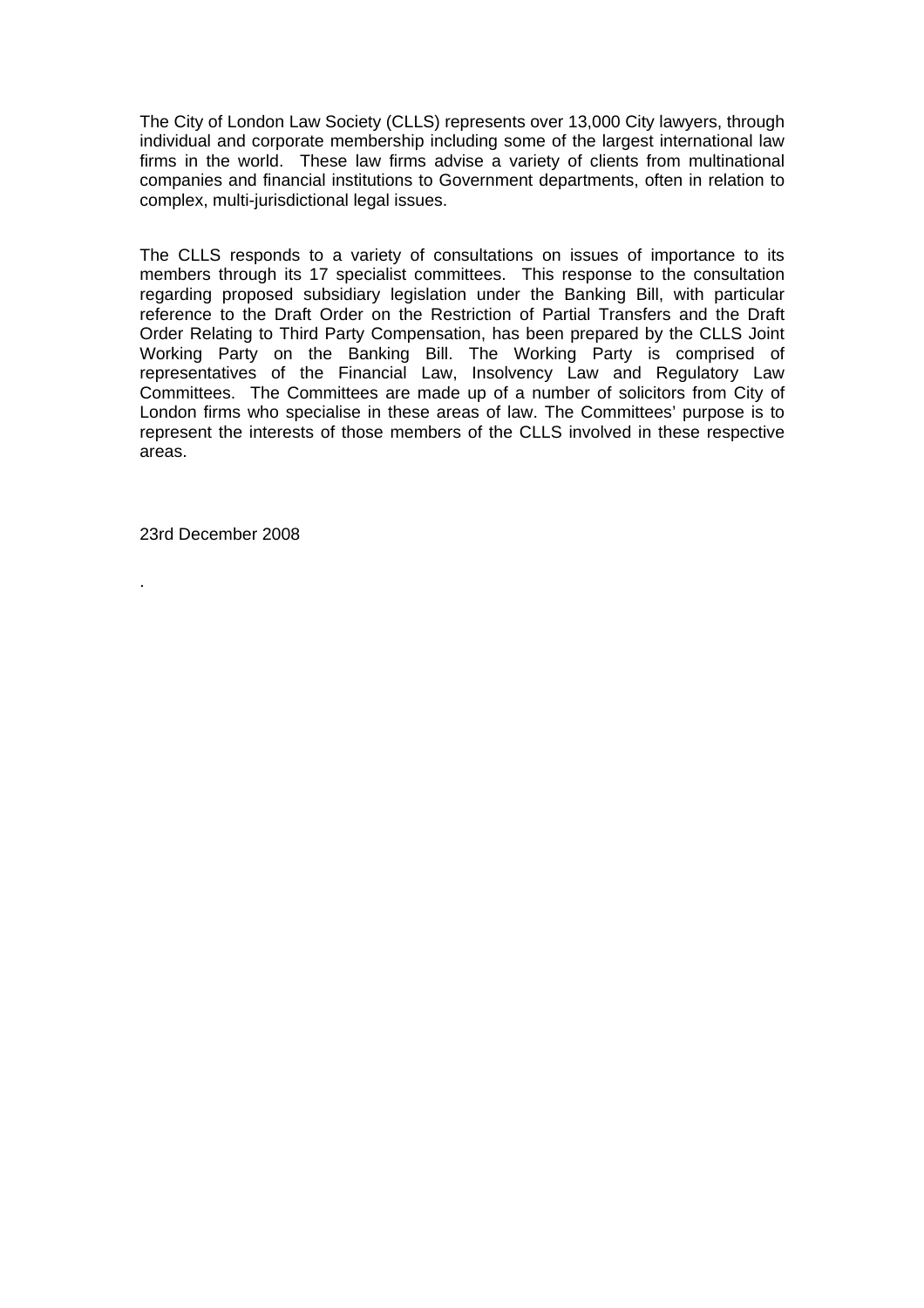The City of London Law Society (CLLS) represents over 13,000 City lawyers, through individual and corporate membership including some of the largest international law firms in the world. These law firms advise a variety of clients from multinational companies and financial institutions to Government departments, often in relation to complex, multi-jurisdictional legal issues.

The CLLS responds to a variety of consultations on issues of importance to its members through its 17 specialist committees. This response to the consultation regarding proposed subsidiary legislation under the Banking Bill, with particular reference to the Draft Order on the Restriction of Partial Transfers and the Draft Order Relating to Third Party Compensation, has been prepared by the CLLS Joint Working Party on the Banking Bill. The Working Party is comprised of representatives of the Financial Law, Insolvency Law and Regulatory Law Committees. The Committees are made up of a number of solicitors from City of London firms who specialise in these areas of law. The Committees' purpose is to represent the interests of those members of the CLLS involved in these respective areas.

23rd December 2008

.